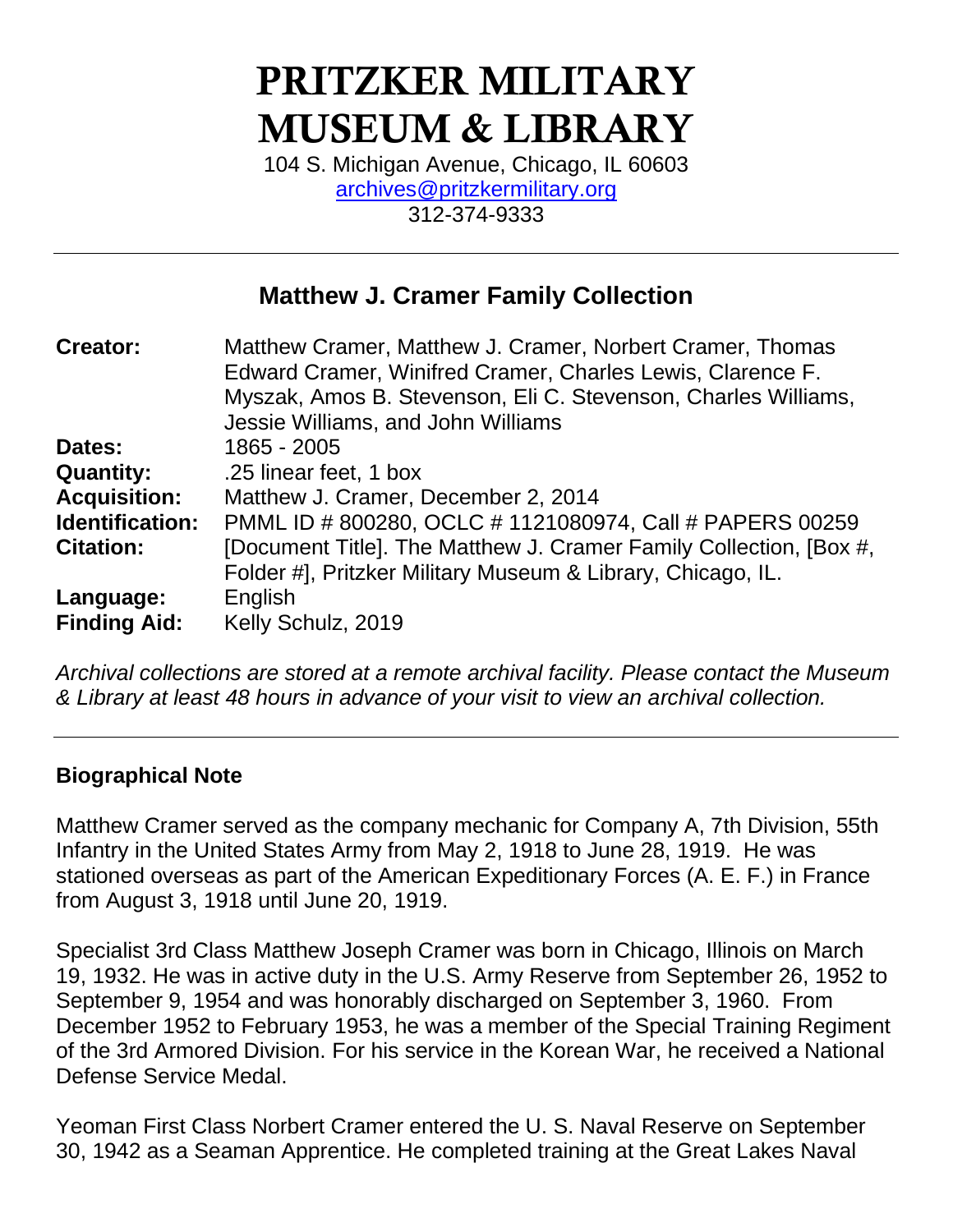# PRITZKER MILITARY MUSEUM & LIBRARY

104 S. Michigan Avenue, Chicago, IL 60603
archives@pritzkermilitary.org
312-374-9333

---

## Matthew J. Cramer Family Collection

| | |
|---|---|
| **Creator:** | Matthew Cramer, Matthew J. Cramer, Norbert Cramer, Thomas Edward Cramer, Winifred Cramer, Charles Lewis, Clarence F. Myszak, Amos B. Stevenson, Eli C. Stevenson, Charles Williams, Jessie Williams, and John Williams |
| **Dates:** | 1865 - 2005 |
| **Quantity:** | .25 linear feet, 1 box |
| **Acquisition:** | Matthew J. Cramer, December 2, 2014 |
| **Identification:** | PMML ID # 800280, OCLC # 1121080974, Call # PAPERS 00259 |
| **Citation:** | [Document Title]. The Matthew J. Cramer Family Collection, [Box #, Folder #], Pritzker Military Museum & Library, Chicago, IL. |
| **Language:** | English |
| **Finding Aid:** | Kelly Schulz, 2019 |

*Archival collections are stored at a remote archival facility. Please contact the Museum & Library at least 48 hours in advance of your visit to view an archival collection.*

---

### Biographical Note

Matthew Cramer served as the company mechanic for Company A, 7th Division, 55th Infantry in the United States Army from May 2, 1918 to June 28, 1919. He was stationed overseas as part of the American Expeditionary Forces (A. E. F.) in France from August 3, 1918 until June 20, 1919.

Specialist 3rd Class Matthew Joseph Cramer was born in Chicago, Illinois on March 19, 1932. He was in active duty in the U.S. Army Reserve from September 26, 1952 to September 9, 1954 and was honorably discharged on September 3, 1960. From December 1952 to February 1953, he was a member of the Special Training Regiment of the 3rd Armored Division. For his service in the Korean War, he received a National Defense Service Medal.

Yeoman First Class Norbert Cramer entered the U. S. Naval Reserve on September 30, 1942 as a Seaman Apprentice. He completed training at the Great Lakes Naval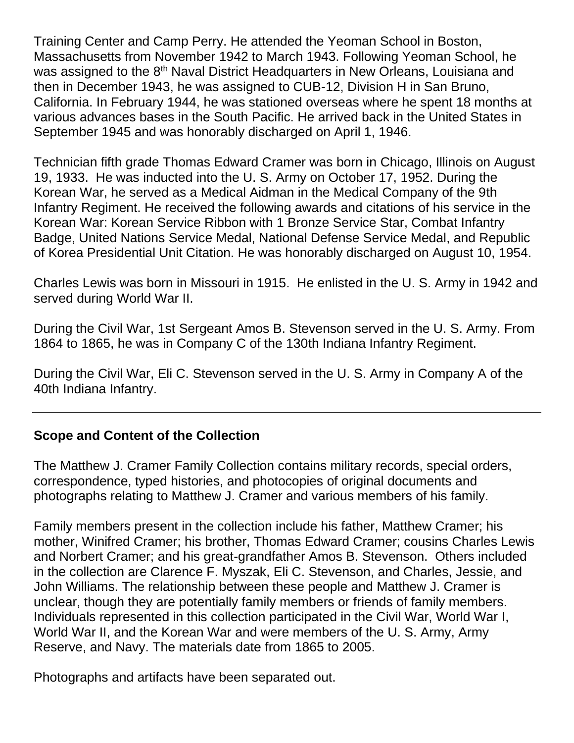Training Center and Camp Perry. He attended the Yeoman School in Boston, Massachusetts from November 1942 to March 1943. Following Yeoman School, he was assigned to the 8th Naval District Headquarters in New Orleans, Louisiana and then in December 1943, he was assigned to CUB-12, Division H in San Bruno, California. In February 1944, he was stationed overseas where he spent 18 months at various advances bases in the South Pacific. He arrived back in the United States in September 1945 and was honorably discharged on April 1, 1946.

Technician fifth grade Thomas Edward Cramer was born in Chicago, Illinois on August 19, 1933. He was inducted into the U. S. Army on October 17, 1952. During the Korean War, he served as a Medical Aidman in the Medical Company of the 9th Infantry Regiment. He received the following awards and citations of his service in the Korean War: Korean Service Ribbon with 1 Bronze Service Star, Combat Infantry Badge, United Nations Service Medal, National Defense Service Medal, and Republic of Korea Presidential Unit Citation. He was honorably discharged on August 10, 1954.

Charles Lewis was born in Missouri in 1915. He enlisted in the U. S. Army in 1942 and served during World War II.

During the Civil War, 1st Sergeant Amos B. Stevenson served in the U. S. Army. From 1864 to 1865, he was in Company C of the 130th Indiana Infantry Regiment.

During the Civil War, Eli C. Stevenson served in the U. S. Army in Company A of the 40th Indiana Infantry.

---

## Scope and Content of the Collection

The Matthew J. Cramer Family Collection contains military records, special orders, correspondence, typed histories, and photocopies of original documents and photographs relating to Matthew J. Cramer and various members of his family.

Family members present in the collection include his father, Matthew Cramer; his mother, Winifred Cramer; his brother, Thomas Edward Cramer; cousins Charles Lewis and Norbert Cramer; and his great-grandfather Amos B. Stevenson. Others included in the collection are Clarence F. Myszak, Eli C. Stevenson, and Charles, Jessie, and John Williams. The relationship between these people and Matthew J. Cramer is unclear, though they are potentially family members or friends of family members. Individuals represented in this collection participated in the Civil War, World War I, World War II, and the Korean War and were members of the U. S. Army, Army Reserve, and Navy. The materials date from 1865 to 2005.

Photographs and artifacts have been separated out.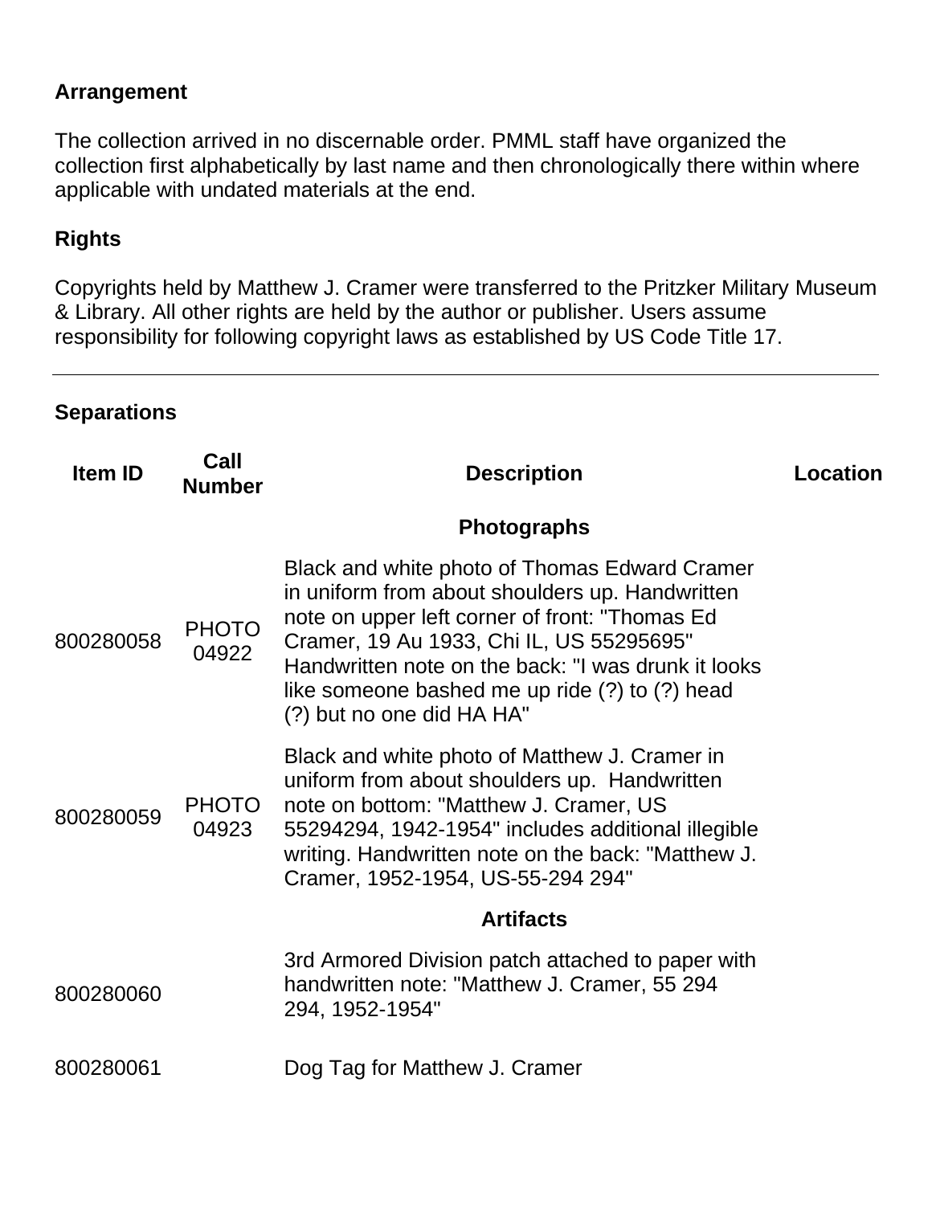### Arrangement

The collection arrived in no discernable order. PMML staff have organized the collection first alphabetically by last name and then chronologically there within where applicable with undated materials at the end.

### Rights

Copyrights held by Matthew J. Cramer were transferred to the Pritzker Military Museum & Library. All other rights are held by the author or publisher. Users assume responsibility for following copyright laws as established by US Code Title 17.

---

### Separations

| Item ID | Call Number | Description | Location |
|---|---|---|---|
| | | **Photographs** | |
| 800280058 | PHOTO 04922 | Black and white photo of Thomas Edward Cramer in uniform from about shoulders up. Handwritten note on upper left corner of front: "Thomas Ed Cramer, 19 Au 1933, Chi IL, US 55295695" Handwritten note on the back: "I was drunk it looks like someone bashed me up ride (?) to (?) head (?) but no one did HA HA" | |
| 800280059 | PHOTO 04923 | Black and white photo of Matthew J. Cramer in uniform from about shoulders up. Handwritten note on bottom: "Matthew J. Cramer, US 55294294, 1942-1954" includes additional illegible writing. Handwritten note on the back: "Matthew J. Cramer, 1952-1954, US-55-294 294" | |
| | | **Artifacts** | |
| 800280060 | | 3rd Armored Division patch attached to paper with handwritten note: "Matthew J. Cramer, 55 294 294, 1952-1954" | |
| 800280061 | | Dog Tag for Matthew J. Cramer | |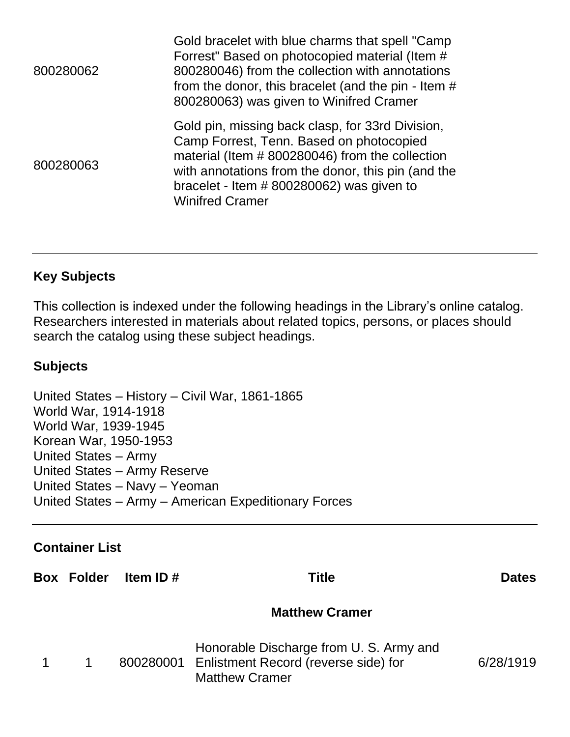| | |
|---|---|
| 800280062 | Gold bracelet with blue charms that spell "Camp Forrest" Based on photocopied material (Item # 800280046) from the collection with annotations from the donor, this bracelet (and the pin - Item # 800280063) was given to Winifred Cramer |
| 800280063 | Gold pin, missing back clasp, for 33rd Division, Camp Forrest, Tenn. Based on photocopied material (Item # 800280046) from the collection with annotations from the donor, this pin (and the bracelet - Item # 800280062) was given to Winifred Cramer |

---

## Key Subjects

This collection is indexed under the following headings in the Library's online catalog. Researchers interested in materials about related topics, persons, or places should search the catalog using these subject headings.

### Subjects

United States – History – Civil War, 1861-1865
World War, 1914-1918
World War, 1939-1945
Korean War, 1950-1953
United States – Army
United States – Army Reserve
United States – Navy – Yeoman
United States – Army – American Expeditionary Forces

---

## Container List

| Box | Folder | Item ID # | Title | Dates |
|---|---|---|---|---|
| | | | **Matthew Cramer** | |
| 1 | 1 | 800280001 | Honorable Discharge from U. S. Army and Enlistment Record (reverse side) for Matthew Cramer | 6/28/1919 |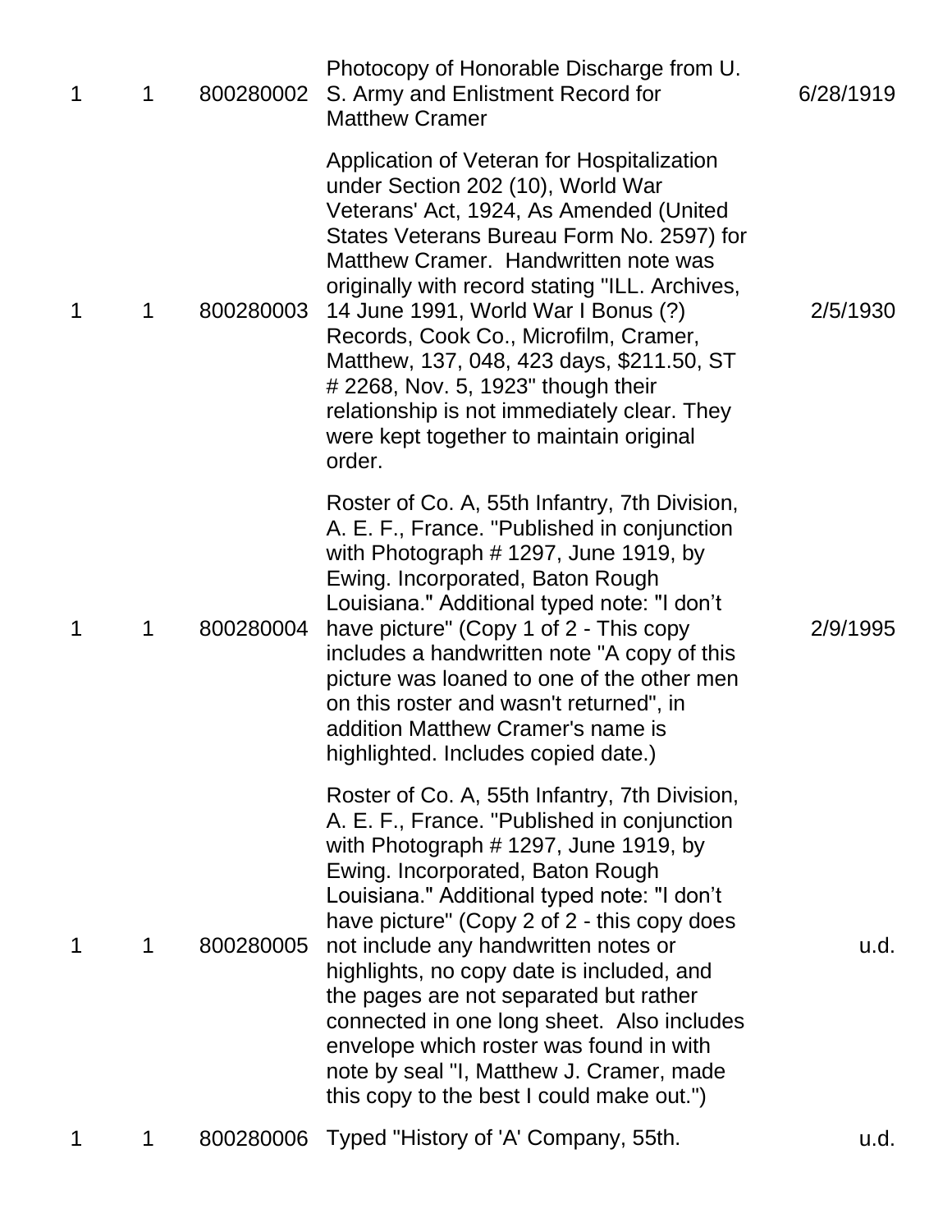| | | | | |
|---|---|---|---|---|
| 1 | 1 | 800280002 | Photocopy of Honorable Discharge from U. S. Army and Enlistment Record for Matthew Cramer | 6/28/1919 |
| 1 | 1 | 800280003 | Application of Veteran for Hospitalization under Section 202 (10), World War Veterans' Act, 1924, As Amended (United States Veterans Bureau Form No. 2597) for Matthew Cramer. Handwritten note was originally with record stating "ILL. Archives, 14 June 1991, World War I Bonus (?) Records, Cook Co., Microfilm, Cramer, Matthew, 137, 048, 423 days, $211.50, ST # 2268, Nov. 5, 1923" though their relationship is not immediately clear. They were kept together to maintain original order. | 2/5/1930 |
| 1 | 1 | 800280004 | Roster of Co. A, 55th Infantry, 7th Division, A. E. F., France. "Published in conjunction with Photograph # 1297, June 1919, by Ewing. Incorporated, Baton Rough Louisiana." Additional typed note: "I don't have picture" (Copy 1 of 2 - This copy includes a handwritten note "A copy of this picture was loaned to one of the other men on this roster and wasn't returned", in addition Matthew Cramer's name is highlighted. Includes copied date.) | 2/9/1995 |
| 1 | 1 | 800280005 | Roster of Co. A, 55th Infantry, 7th Division, A. E. F., France. "Published in conjunction with Photograph # 1297, June 1919, by Ewing. Incorporated, Baton Rough Louisiana." Additional typed note: "I don't have picture" (Copy 2 of 2 - this copy does not include any handwritten notes or highlights, no copy date is included, and the pages are not separated but rather connected in one long sheet. Also includes envelope which roster was found in with note by seal "I, Matthew J. Cramer, made this copy to the best I could make out.") | u.d. |
| 1 | 1 | 800280006 | Typed "History of 'A' Company, 55th. | u.d. |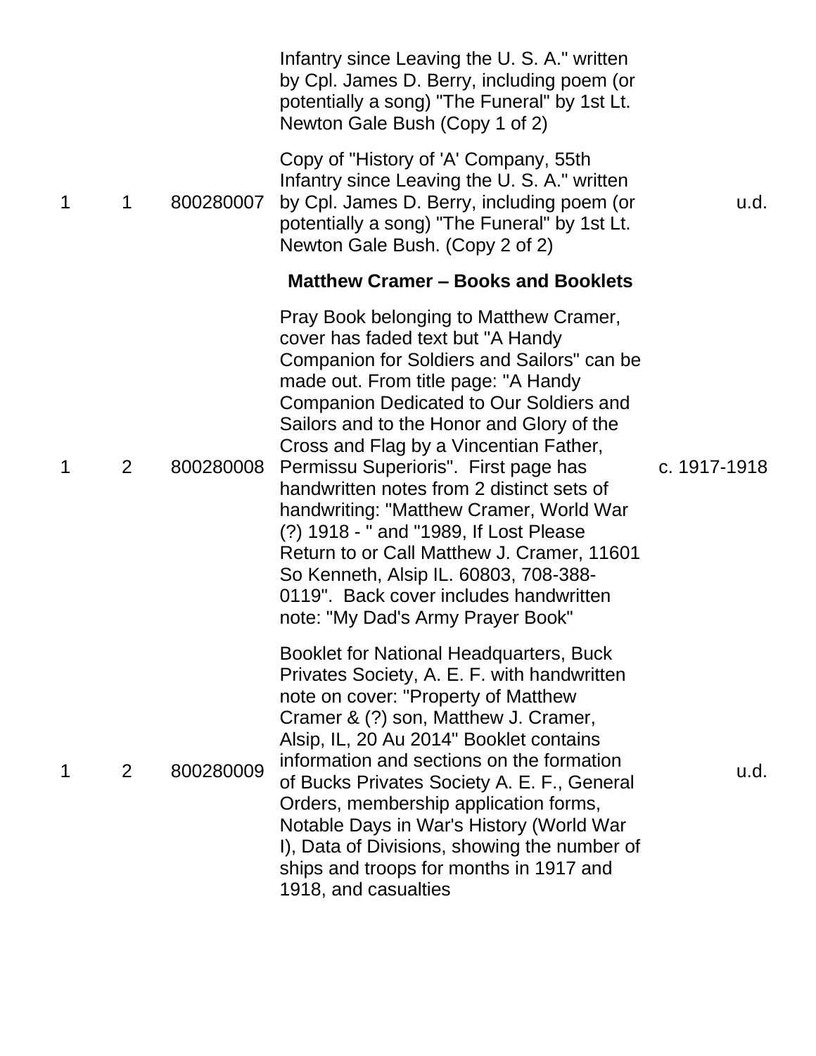| | | | | |
|---|---|---|---|---|
| | | | Infantry since Leaving the U. S. A." written by Cpl. James D. Berry, including poem (or potentially a song) "The Funeral" by 1st Lt. Newton Gale Bush (Copy 1 of 2) | |
| 1 | 1 | 800280007 | Copy of "History of 'A' Company, 55th Infantry since Leaving the U. S. A." written by Cpl. James D. Berry, including poem (or potentially a song) "The Funeral" by 1st Lt. Newton Gale Bush. (Copy 2 of 2) | u.d. |
| | | | **Matthew Cramer – Books and Booklets** | |
| 1 | 2 | 800280008 | Pray Book belonging to Matthew Cramer, cover has faded text but "A Handy Companion for Soldiers and Sailors" can be made out. From title page: "A Handy Companion Dedicated to Our Soldiers and Sailors and to the Honor and Glory of the Cross and Flag by a Vincentian Father, Permissu Superioris". First page has handwritten notes from 2 distinct sets of handwriting: "Matthew Cramer, World War (?) 1918 - " and "1989, If Lost Please Return to or Call Matthew J. Cramer, 11601 So Kenneth, Alsip IL. 60803, 708-388-0119". Back cover includes handwritten note: "My Dad's Army Prayer Book" | c. 1917-1918 |
| 1 | 2 | 800280009 | Booklet for National Headquarters, Buck Privates Society, A. E. F. with handwritten note on cover: "Property of Matthew Cramer & (?) son, Matthew J. Cramer, Alsip, IL, 20 Au 2014" Booklet contains information and sections on the formation of Bucks Privates Society A. E. F., General Orders, membership application forms, Notable Days in War's History (World War I), Data of Divisions, showing the number of ships and troops for months in 1917 and 1918, and casualties | u.d. |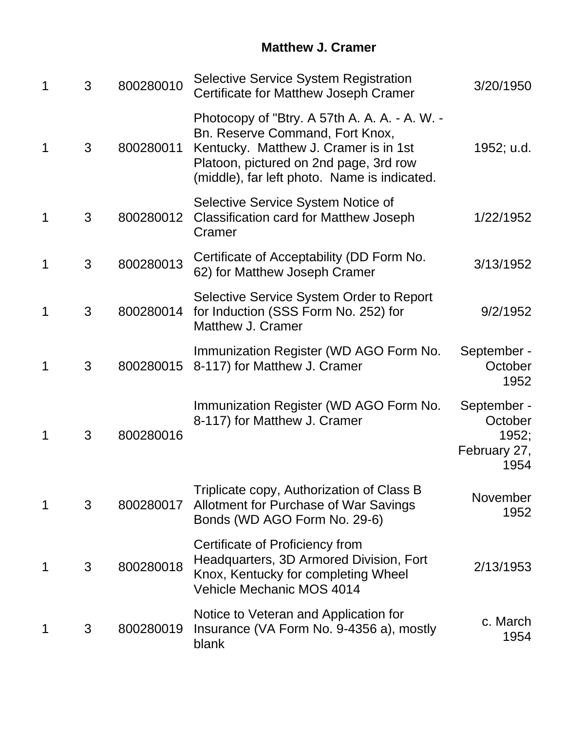**Matthew J. Cramer**

| | | | | |
|---|---|---|---|---|
| 1 | 3 | 800280010 | Selective Service System Registration Certificate for Matthew Joseph Cramer | 3/20/1950 |
| 1 | 3 | 800280011 | Photocopy of "Btry. A 57th A. A. A. - A. W. - Bn. Reserve Command, Fort Knox, Kentucky. Matthew J. Cramer is in 1st Platoon, pictured on 2nd page, 3rd row (middle), far left photo. Name is indicated. | 1952; u.d. |
| 1 | 3 | 800280012 | Selective Service System Notice of Classification card for Matthew Joseph Cramer | 1/22/1952 |
| 1 | 3 | 800280013 | Certificate of Acceptability (DD Form No. 62) for Matthew Joseph Cramer | 3/13/1952 |
| 1 | 3 | 800280014 | Selective Service System Order to Report for Induction (SSS Form No. 252) for Matthew J. Cramer | 9/2/1952 |
| 1 | 3 | 800280015 | Immunization Register (WD AGO Form No. 8-117) for Matthew J. Cramer | September - October 1952 |
| 1 | 3 | 800280016 | Immunization Register (WD AGO Form No. 8-117) for Matthew J. Cramer | September - October 1952; February 27, 1954 |
| 1 | 3 | 800280017 | Triplicate copy, Authorization of Class B Allotment for Purchase of War Savings Bonds (WD AGO Form No. 29-6) | November 1952 |
| 1 | 3 | 800280018 | Certificate of Proficiency from Headquarters, 3D Armored Division, Fort Knox, Kentucky for completing Wheel Vehicle Mechanic MOS 4014 | 2/13/1953 |
| 1 | 3 | 800280019 | Notice to Veteran and Application for Insurance (VA Form No. 9-4356 a), mostly blank | c. March 1954 |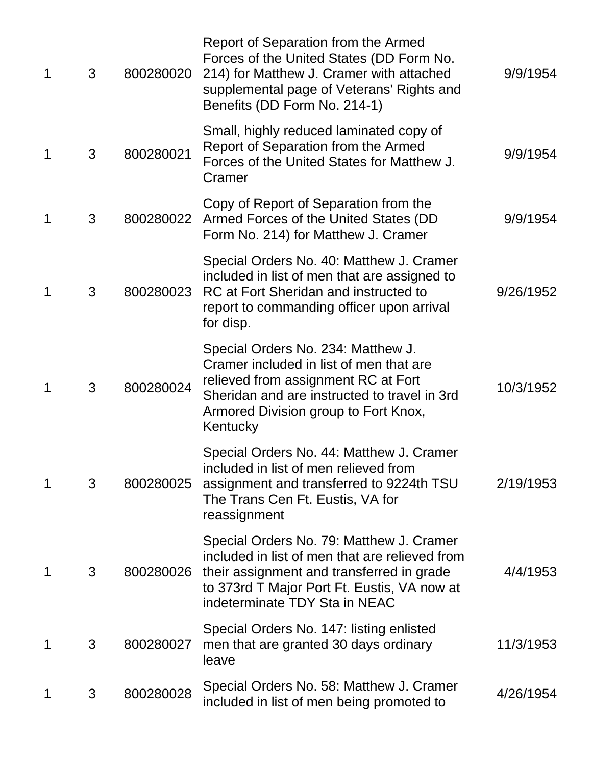| | | | | |
|---|---|---|---|---|
| 1 | 3 | 800280020 | Report of Separation from the Armed Forces of the United States (DD Form No. 214) for Matthew J. Cramer with attached supplemental page of Veterans' Rights and Benefits (DD Form No. 214-1) | 9/9/1954 |
| 1 | 3 | 800280021 | Small, highly reduced laminated copy of Report of Separation from the Armed Forces of the United States for Matthew J. Cramer | 9/9/1954 |
| 1 | 3 | 800280022 | Copy of Report of Separation from the Armed Forces of the United States (DD Form No. 214) for Matthew J. Cramer | 9/9/1954 |
| 1 | 3 | 800280023 | Special Orders No. 40: Matthew J. Cramer included in list of men that are assigned to RC at Fort Sheridan and instructed to report to commanding officer upon arrival for disp. | 9/26/1952 |
| 1 | 3 | 800280024 | Special Orders No. 234: Matthew J. Cramer included in list of men that are relieved from assignment RC at Fort Sheridan and are instructed to travel in 3rd Armored Division group to Fort Knox, Kentucky | 10/3/1952 |
| 1 | 3 | 800280025 | Special Orders No. 44: Matthew J. Cramer included in list of men relieved from assignment and transferred to 9224th TSU The Trans Cen Ft. Eustis, VA for reassignment | 2/19/1953 |
| 1 | 3 | 800280026 | Special Orders No. 79: Matthew J. Cramer included in list of men that are relieved from their assignment and transferred in grade to 373rd T Major Port Ft. Eustis, VA now at indeterminate TDY Sta in NEAC | 4/4/1953 |
| 1 | 3 | 800280027 | Special Orders No. 147: listing enlisted men that are granted 30 days ordinary leave | 11/3/1953 |
| 1 | 3 | 800280028 | Special Orders No. 58: Matthew J. Cramer included in list of men being promoted to | 4/26/1954 |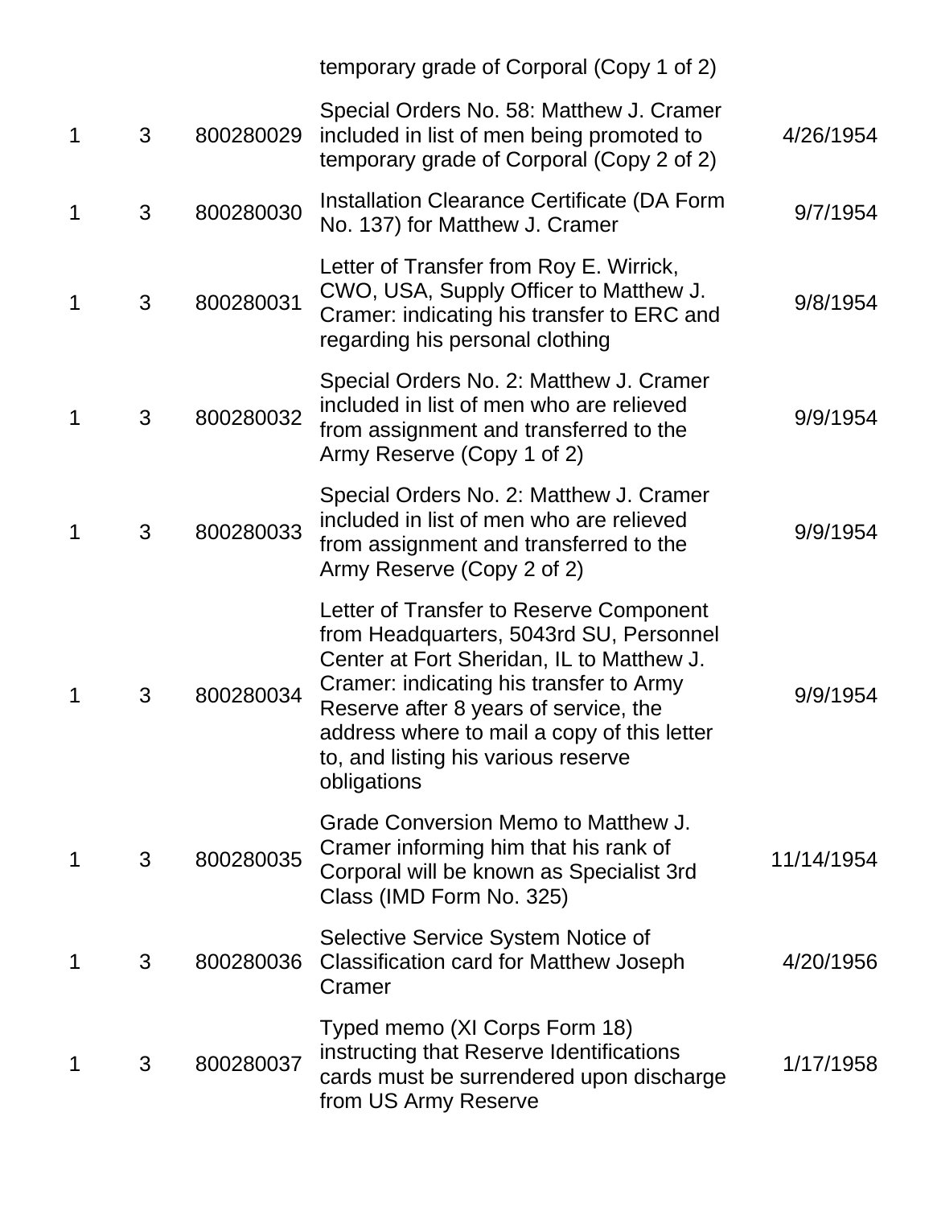| | | | | |
|---|---|---|---|---|
| | | | temporary grade of Corporal (Copy 1 of 2) | |
| 1 | 3 | 800280029 | Special Orders No. 58: Matthew J. Cramer included in list of men being promoted to temporary grade of Corporal (Copy 2 of 2) | 4/26/1954 |
| 1 | 3 | 800280030 | Installation Clearance Certificate (DA Form No. 137) for Matthew J. Cramer | 9/7/1954 |
| 1 | 3 | 800280031 | Letter of Transfer from Roy E. Wirrick, CWO, USA, Supply Officer to Matthew J. Cramer: indicating his transfer to ERC and regarding his personal clothing | 9/8/1954 |
| 1 | 3 | 800280032 | Special Orders No. 2: Matthew J. Cramer included in list of men who are relieved from assignment and transferred to the Army Reserve (Copy 1 of 2) | 9/9/1954 |
| 1 | 3 | 800280033 | Special Orders No. 2: Matthew J. Cramer included in list of men who are relieved from assignment and transferred to the Army Reserve (Copy 2 of 2) | 9/9/1954 |
| 1 | 3 | 800280034 | Letter of Transfer to Reserve Component from Headquarters, 5043rd SU, Personnel Center at Fort Sheridan, IL to Matthew J. Cramer: indicating his transfer to Army Reserve after 8 years of service, the address where to mail a copy of this letter to, and listing his various reserve obligations | 9/9/1954 |
| 1 | 3 | 800280035 | Grade Conversion Memo to Matthew J. Cramer informing him that his rank of Corporal will be known as Specialist 3rd Class (IMD Form No. 325) | 11/14/1954 |
| 1 | 3 | 800280036 | Selective Service System Notice of Classification card for Matthew Joseph Cramer | 4/20/1956 |
| 1 | 3 | 800280037 | Typed memo (XI Corps Form 18) instructing that Reserve Identifications cards must be surrendered upon discharge from US Army Reserve | 1/17/1958 |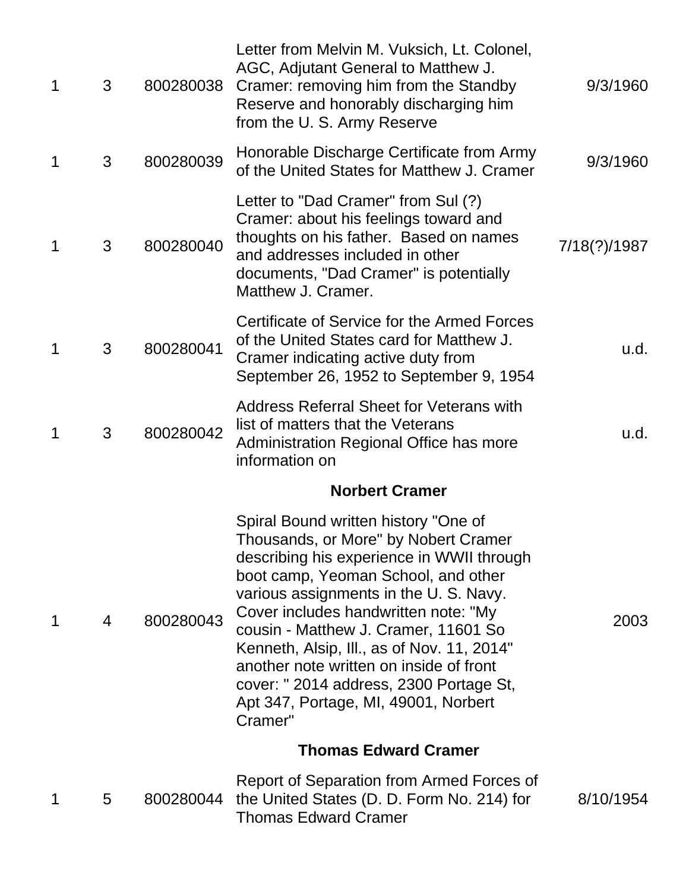| | | | | |
|---|---|---|---|---|
| 1 | 3 | 800280038 | Letter from Melvin M. Vuksich, Lt. Colonel, AGC, Adjutant General to Matthew J. Cramer: removing him from the Standby Reserve and honorably discharging him from the U. S. Army Reserve | 9/3/1960 |
| 1 | 3 | 800280039 | Honorable Discharge Certificate from Army of the United States for Matthew J. Cramer | 9/3/1960 |
| 1 | 3 | 800280040 | Letter to "Dad Cramer" from Sul (?) Cramer: about his feelings toward and thoughts on his father. Based on names and addresses included in other documents, "Dad Cramer" is potentially Matthew J. Cramer. | 7/18(?)/1987 |
| 1 | 3 | 800280041 | Certificate of Service for the Armed Forces of the United States card for Matthew J. Cramer indicating active duty from September 26, 1952 to September 9, 1954 | u.d. |
| 1 | 3 | 800280042 | Address Referral Sheet for Veterans with list of matters that the Veterans Administration Regional Office has more information on | u.d. |
| | | | **Norbert Cramer** | |
| 1 | 4 | 800280043 | Spiral Bound written history "One of Thousands, or More" by Nobert Cramer describing his experience in WWII through boot camp, Yeoman School, and other various assignments in the U. S. Navy. Cover includes handwritten note: "My cousin - Matthew J. Cramer, 11601 So Kenneth, Alsip, Ill., as of Nov. 11, 2014" another note written on inside of front cover: " 2014 address, 2300 Portage St, Apt 347, Portage, MI, 49001, Norbert Cramer" | 2003 |
| | | | **Thomas Edward Cramer** | |
| 1 | 5 | 800280044 | Report of Separation from Armed Forces of the United States (D. D. Form No. 214) for Thomas Edward Cramer | 8/10/1954 |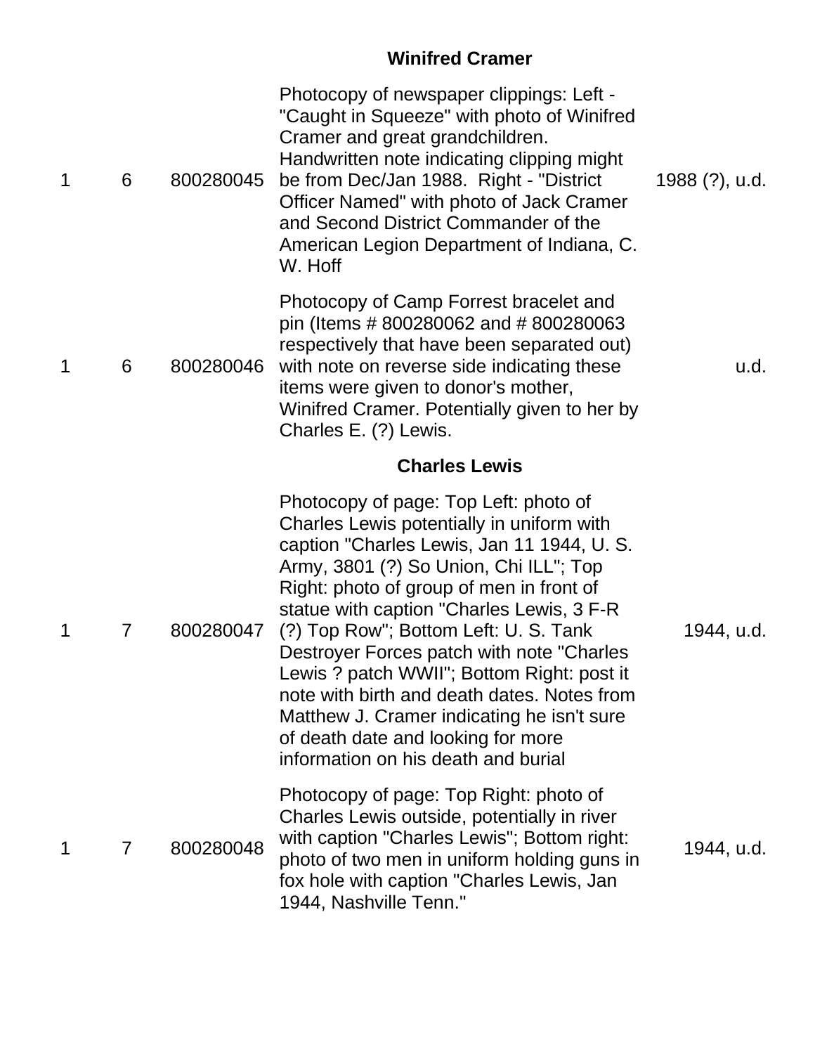**Winifred Cramer**

| | | | | |
|---|---|---|---|---|
| 1 | 6 | 800280045 | Photocopy of newspaper clippings: Left - "Caught in Squeeze" with photo of Winifred Cramer and great grandchildren. Handwritten note indicating clipping might be from Dec/Jan 1988. Right - "District Officer Named" with photo of Jack Cramer and Second District Commander of the American Legion Department of Indiana, C. W. Hoff | 1988 (?), u.d. |
| 1 | 6 | 800280046 | Photocopy of Camp Forrest bracelet and pin (Items # 800280062 and # 800280063 respectively that have been separated out) with note on reverse side indicating these items were given to donor's mother, Winifred Cramer. Potentially given to her by Charles E. (?) Lewis. | u.d. |

**Charles Lewis**

| | | | | |
|---|---|---|---|---|
| 1 | 7 | 800280047 | Photocopy of page: Top Left: photo of Charles Lewis potentially in uniform with caption "Charles Lewis, Jan 11 1944, U. S. Army, 3801 (?) So Union, Chi ILL"; Top Right: photo of group of men in front of statue with caption "Charles Lewis, 3 F-R (?) Top Row"; Bottom Left: U. S. Tank Destroyer Forces patch with note "Charles Lewis ? patch WWII"; Bottom Right: post it note with birth and death dates. Notes from Matthew J. Cramer indicating he isn't sure of death date and looking for more information on his death and burial | 1944, u.d. |
| 1 | 7 | 800280048 | Photocopy of page: Top Right: photo of Charles Lewis outside, potentially in river with caption "Charles Lewis"; Bottom right: photo of two men in uniform holding guns in fox hole with caption "Charles Lewis, Jan 1944, Nashville Tenn." | 1944, u.d. |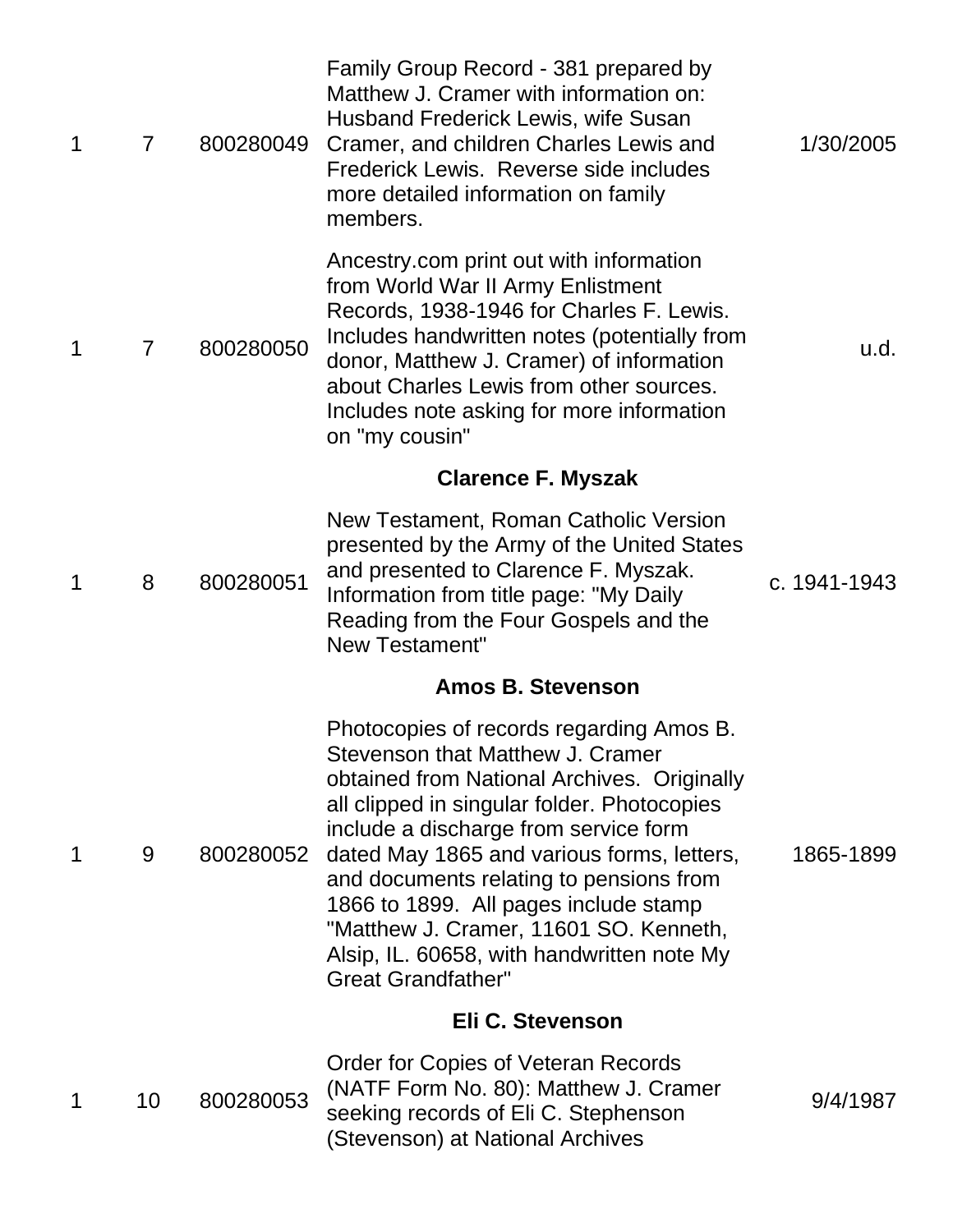| | | | | |
|---|---|---|---|---|
| 1 | 7 | 800280049 | Family Group Record - 381 prepared by Matthew J. Cramer with information on: Husband Frederick Lewis, wife Susan Cramer, and children Charles Lewis and Frederick Lewis. Reverse side includes more detailed information on family members. | 1/30/2005 |
| 1 | 7 | 800280050 | Ancestry.com print out with information from World War II Army Enlistment Records, 1938-1946 for Charles F. Lewis. Includes handwritten notes (potentially from donor, Matthew J. Cramer) of information about Charles Lewis from other sources. Includes note asking for more information on "my cousin" | u.d. |
| | | | **Clarence F. Myszak** | |
| 1 | 8 | 800280051 | New Testament, Roman Catholic Version presented by the Army of the United States and presented to Clarence F. Myszak. Information from title page: "My Daily Reading from the Four Gospels and the New Testament" | c. 1941-1943 |
| | | | **Amos B. Stevenson** | |
| 1 | 9 | 800280052 | Photocopies of records regarding Amos B. Stevenson that Matthew J. Cramer obtained from National Archives. Originally all clipped in singular folder. Photocopies include a discharge from service form dated May 1865 and various forms, letters, and documents relating to pensions from 1866 to 1899. All pages include stamp "Matthew J. Cramer, 11601 SO. Kenneth, Alsip, IL. 60658, with handwritten note My Great Grandfather" | 1865-1899 |
| | | | **Eli C. Stevenson** | |
| 1 | 10 | 800280053 | Order for Copies of Veteran Records (NATF Form No. 80): Matthew J. Cramer seeking records of Eli C. Stephenson (Stevenson) at National Archives | 9/4/1987 |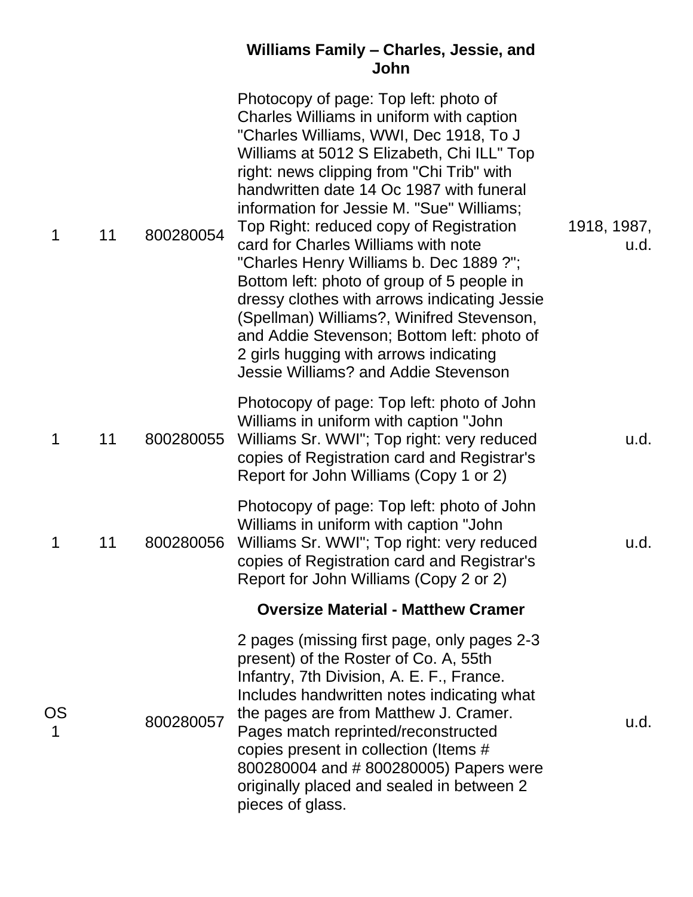| | | | | |
|---|---|---|---|---|
| | | | **Williams Family – Charles, Jessie, and John** | |
| 1 | 11 | 800280054 | Photocopy of page: Top left: photo of Charles Williams in uniform with caption "Charles Williams, WWI, Dec 1918, To J Williams at 5012 S Elizabeth, Chi ILL" Top right: news clipping from "Chi Trib" with handwritten date 14 Oc 1987 with funeral information for Jessie M. "Sue" Williams; Top Right: reduced copy of Registration card for Charles Williams with note "Charles Henry Williams b. Dec 1889 ?"; Bottom left: photo of group of 5 people in dressy clothes with arrows indicating Jessie (Spellman) Williams?, Winifred Stevenson, and Addie Stevenson; Bottom left: photo of 2 girls hugging with arrows indicating Jessie Williams? and Addie Stevenson | 1918, 1987, u.d. |
| 1 | 11 | 800280055 | Photocopy of page: Top left: photo of John Williams in uniform with caption "John Williams Sr. WWI"; Top right: very reduced copies of Registration card and Registrar's Report for John Williams (Copy 1 or 2) | u.d. |
| 1 | 11 | 800280056 | Photocopy of page: Top left: photo of John Williams in uniform with caption "John Williams Sr. WWI"; Top right: very reduced copies of Registration card and Registrar's Report for John Williams (Copy 2 or 2) | u.d. |
| | | | **Oversize Material - Matthew Cramer** | |
| OS 1 | | 800280057 | 2 pages (missing first page, only pages 2-3 present) of the Roster of Co. A, 55th Infantry, 7th Division, A. E. F., France. Includes handwritten notes indicating what the pages are from Matthew J. Cramer. Pages match reprinted/reconstructed copies present in collection (Items # 800280004 and # 800280005) Papers were originally placed and sealed in between 2 pieces of glass. | u.d. |